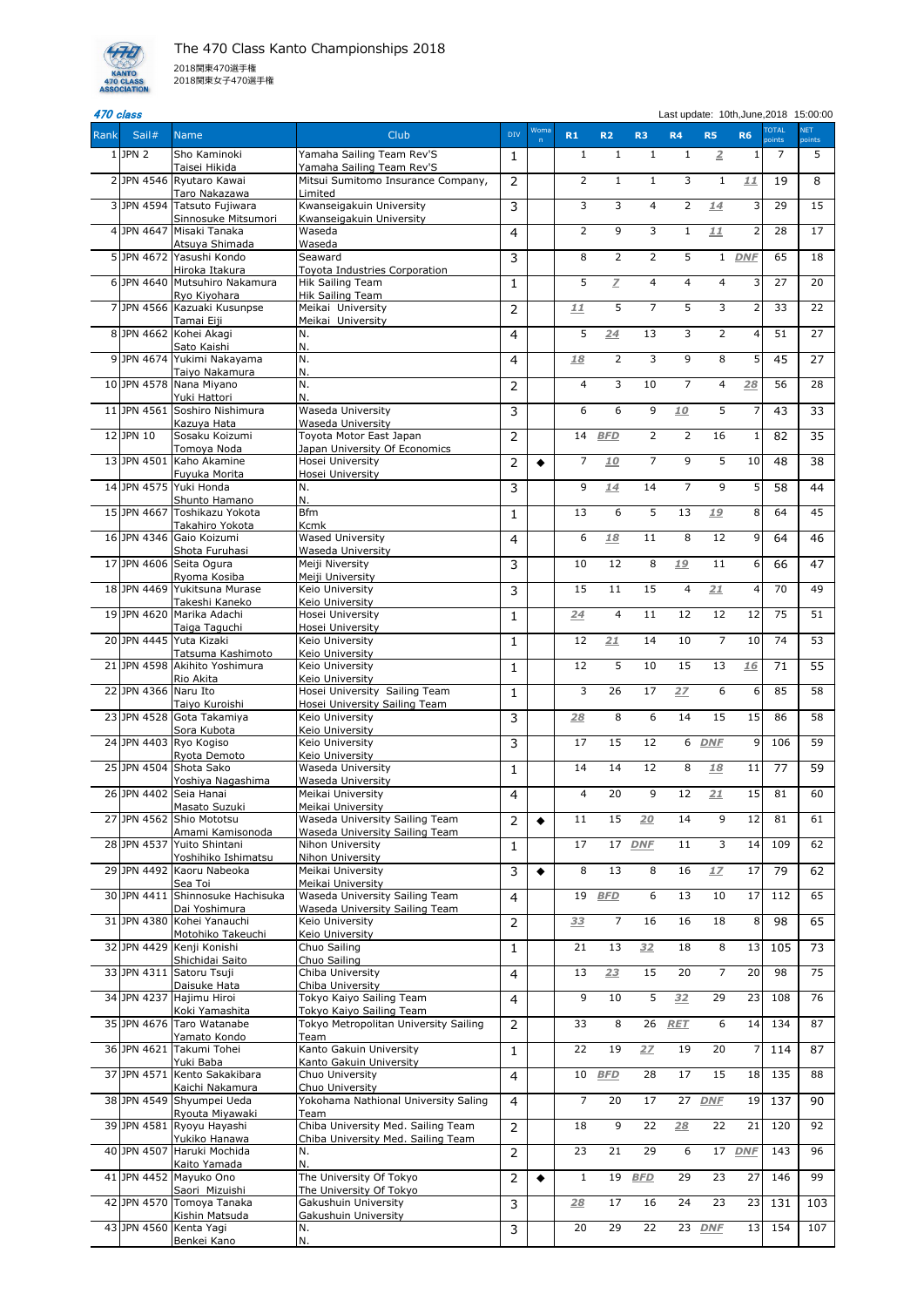# The 470 Class Kanto Championships 2018

2018関東470選手権
2018関東女子470選手権

**470 class**

Last update: 10th,June,2018 15:00:00

| Rank | Sail# | Name | Club | DIV | Woman | R1 | R2 | R3 | R4 | R5 | R6 | TOTAL points | NET points |
|---|---|---|---|---|---|---|---|---|---|---|---|---|---|
| 1 | JPN 2 | Sho Kaminoki<br>Taisei Hikida | Yamaha Sailing Team Rev'S<br>Yamaha Sailing Team Rev'S | 1 | | 1 | 1 | 1 | 1 | *2* | 1 | 7 | 5 |
| 2 | JPN 4546 | Ryutaro Kawai<br>Taro Nakazawa | Mitsui Sumitomo Insurance Company, Limited | 2 | | 2 | 1 | 1 | 3 | 1 | *11* | 19 | 8 |
| 3 | JPN 4594 | Tatsuto Fujiwara<br>Sinnosuke Mitsumori | Kwanseigakuin University<br>Kwanseigakuin University | 3 | | 3 | 3 | 4 | 2 | *14* | 3 | 29 | 15 |
| 4 | JPN 4647 | Misaki Tanaka<br>Atsuya Shimada | Waseda<br>Waseda | 4 | | 2 | 9 | 3 | 1 | *11* | 2 | 28 | 17 |
| 5 | JPN 4672 | Yasushi Kondo<br>Hiroka Itakura | Seaward<br>Toyota Industries Corporation | 3 | | 8 | 2 | 2 | 5 | 1 | *DNF* | 65 | 18 |
| 6 | JPN 4640 | Mutsuhiro Nakamura<br>Ryo Kiyohara | Hik Sailing Team<br>Hik Sailing Team | 1 | | 5 | *7* | 4 | 4 | 4 | 3 | 27 | 20 |
| 7 | JPN 4566 | Kazuaki Kusunpse<br>Tamai Eiji | Meikai University<br>Meikai University | 2 | | *11* | 5 | 7 | 5 | 3 | 2 | 33 | 22 |
| 8 | JPN 4662 | Kohei Akagi<br>Sato Kaishi | N.<br>N. | 4 | | 5 | *24* | 13 | 3 | 2 | 4 | 51 | 27 |
| 9 | JPN 4674 | Yukimi Nakayama<br>Taiyo Nakamura | N.<br>N. | 4 | | *18* | 2 | 3 | 9 | 8 | 5 | 45 | 27 |
| 10 | JPN 4578 | Nana Miyano<br>Yuki Hattori | N.<br>N. | 2 | | 4 | 3 | 10 | 7 | 4 | *28* | 56 | 28 |
| 11 | JPN 4561 | Soshiro Nishimura<br>Kazuya Hata | Waseda University<br>Waseda University | 3 | | 6 | 6 | 9 | *10* | 5 | 7 | 43 | 33 |
| 12 | JPN 10 | Sosaku Koizumi<br>Tomoya Noda | Toyota Motor East Japan<br>Japan University Of Economics | 2 | | 14 | *BFD* | 2 | 2 | 16 | 1 | 82 | 35 |
| 13 | JPN 4501 | Kaho Akamine<br>Fuyuka Morita | Hosei University<br>Hosei University | 2 | ◆ | 7 | *10* | 7 | 9 | 5 | 10 | 48 | 38 |
| 14 | JPN 4575 | Yuki Honda<br>Shunto Hamano | N.<br>N. | 3 | | 9 | *14* | 14 | 7 | 9 | 5 | 58 | 44 |
| 15 | JPN 4667 | Toshikazu Yokota<br>Takahiro Yokota | Bfm<br>Kcmk | 1 | | 13 | 6 | 5 | 13 | *19* | 8 | 64 | 45 |
| 16 | JPN 4346 | Gaio Koizumi<br>Shota Furuhasi | Wased University<br>Waseda University | 4 | | 6 | *18* | 11 | 8 | 12 | 9 | 64 | 46 |
| 17 | JPN 4606 | Seita Ogura<br>Ryoma Kosiba | Meiji Niversity<br>Meiji University | 3 | | 10 | 12 | 8 | *19* | 11 | 6 | 66 | 47 |
| 18 | JPN 4469 | Yukitsuna Murase<br>Takeshi Kaneko | Keio University<br>Keio University | 3 | | 15 | 11 | 15 | 4 | *21* | 4 | 70 | 49 |
| 19 | JPN 4620 | Marika Adachi<br>Taiga Taguchi | Hosei University<br>Hosei University | 1 | | *24* | 4 | 11 | 12 | 12 | 12 | 75 | 51 |
| 20 | JPN 4445 | Yuta Kizaki<br>Tatsuma Kashimoto | Keio University<br>Keio University | 1 | | 12 | *21* | 14 | 10 | 7 | 10 | 74 | 53 |
| 21 | JPN 4598 | Akihito Yoshimura<br>Rio Akita | Keio University<br>Keio University | 1 | | 12 | 5 | 10 | 15 | 13 | *16* | 71 | 55 |
| 22 | JPN 4366 | Naru Ito<br>Taiyo Kuroishi | Hosei University Sailing Team<br>Hosei University Sailing Team | 1 | | 3 | 26 | 17 | *27* | 6 | 6 | 85 | 58 |
| 23 | JPN 4528 | Gota Takamiya<br>Sora Kubota | Keio University<br>Keio University | 3 | | *28* | 8 | 6 | 14 | 15 | 15 | 86 | 58 |
| 24 | JPN 4403 | Ryo Kogiso<br>Ryota Demoto | Keio University<br>Keio University | 3 | | 17 | 15 | 12 | 6 | *DNF* | 9 | 106 | 59 |
| 25 | JPN 4504 | Shota Sako<br>Yoshiya Nagashima | Waseda University<br>Waseda University | 1 | | 14 | 14 | 12 | 8 | *18* | 11 | 77 | 59 |
| 26 | JPN 4402 | Seia Hanai<br>Masato Suzuki | Meikai University<br>Meikai University | 4 | | 4 | 20 | 9 | 12 | *21* | 15 | 81 | 60 |
| 27 | JPN 4562 | Shio Mototsu<br>Amami Kamisonoda | Waseda University Sailing Team<br>Waseda University Sailing Team | 2 | ◆ | 11 | 15 | *20* | 14 | 9 | 12 | 81 | 61 |
| 28 | JPN 4537 | Yuito Shintani<br>Yoshihiko Ishimatsu | Nihon University<br>Nihon University | 1 | | 17 | 17 | *DNF* | 11 | 3 | 14 | 109 | 62 |
| 29 | JPN 4492 | Kaoru Nabeoka<br>Sea Toi | Meikai University<br>Meikai University | 3 | ◆ | 8 | 13 | 8 | 16 | *17* | 17 | 79 | 62 |
| 30 | JPN 4411 | Shinnosuke Hachisuka<br>Dai Yoshimura | Waseda University Sailing Team<br>Waseda University Sailing Team | 4 | | 19 | *BFD* | 6 | 13 | 10 | 17 | 112 | 65 |
| 31 | JPN 4380 | Kohei Yanauchi<br>Motohiko Takeuchi | Keio University<br>Keio University | 2 | | *33* | 7 | 16 | 16 | 18 | 8 | 98 | 65 |
| 32 | JPN 4429 | Kenji Konishi<br>Shichidai Saito | Chuo Sailing<br>Chuo Sailing | 1 | | 21 | 13 | *32* | 18 | 8 | 13 | 105 | 73 |
| 33 | JPN 4311 | Satoru Tsuji<br>Daisuke Hata | Chiba University<br>Chiba University | 4 | | 13 | *23* | 15 | 20 | 7 | 20 | 98 | 75 |
| 34 | JPN 4237 | Hajimu Hiroi<br>Koki Yamashita | Tokyo Kaiyo Sailing Team<br>Tokyo Kaiyo Sailing Team | 4 | | 9 | 10 | 5 | *32* | 29 | 23 | 108 | 76 |
| 35 | JPN 4676 | Taro Watanabe<br>Yamato Kondo | Tokyo Metropolitan University Sailing Team | 2 | | 33 | 8 | 26 | *RET* | 6 | 14 | 134 | 87 |
| 36 | JPN 4621 | Takumi Tohei<br>Yuki Baba | Kanto Gakuin University<br>Kanto Gakuin University | 1 | | 22 | 19 | *27* | 19 | 20 | 7 | 114 | 87 |
| 37 | JPN 4571 | Kento Sakakibara<br>Kaichi Nakamura | Chuo University<br>Chuo University | 4 | | 10 | *BFD* | 28 | 17 | 15 | 18 | 135 | 88 |
| 38 | JPN 4549 | Shyumpei Ueda<br>Ryouta Miyawaki | Yokohama Nathional University Saling Team | 4 | | 7 | 20 | 17 | 27 | *DNF* | 19 | 137 | 90 |
| 39 | JPN 4581 | Ryoyu Hayashi<br>Yukiko Hanawa | Chiba University Med. Sailing Team<br>Chiba University Med. Sailing Team | 2 | | 18 | 9 | 22 | *28* | 22 | 21 | 120 | 92 |
| 40 | JPN 4507 | Haruki Mochida<br>Kaito Yamada | N.<br>N. | 2 | | 23 | 21 | 29 | 6 | 17 | *DNF* | 143 | 96 |
| 41 | JPN 4452 | Mayuko Ono<br>Saori Mizuishi | The University Of Tokyo<br>The University Of Tokyo | 2 | ◆ | 1 | 19 | *BFD* | 29 | 23 | 27 | 146 | 99 |
| 42 | JPN 4570 | Tomoya Tanaka<br>Kishin Matsuda | Gakushuin University<br>Gakushuin University | 3 | | *28* | 17 | 16 | 24 | 23 | 23 | 131 | 103 |
| 43 | JPN 4560 | Kenta Yagi<br>Benkei Kano | N.<br>N. | 3 | | 20 | 29 | 22 | 23 | *DNF* | 13 | 154 | 107 |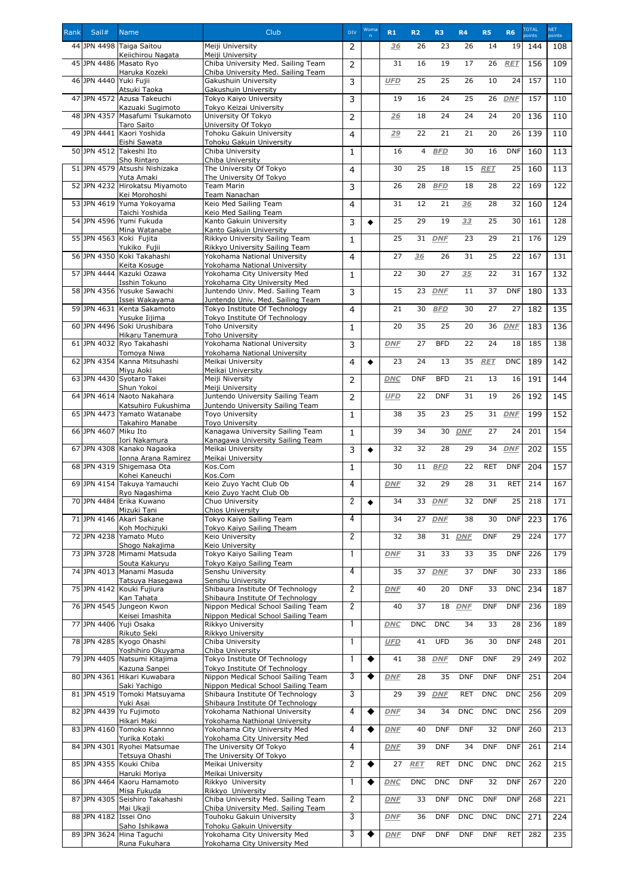| Rank | Sail# | Name | Club | DIV | Woman | R1 | R2 | R3 | R4 | R5 | R6 | TOTAL points | NET points |
|---|---|---|---|---|---|---|---|---|---|---|---|---|---|
| 44 | JPN 4498 | Taiga Saitou<br>Keiichirou Nagata | Meiji University<br>Meiji University | 2 | | 36 | 26 | 23 | 26 | 14 | 19 | 144 | 108 |
| 45 | JPN 4486 | Masato Ryo<br>Haruka Kozeki | Chiba University Med. Sailing Team<br>Chiba University Med. Sailing Team | 2 | | 31 | 16 | 19 | 17 | 26 | RET | 156 | 109 |
| 46 | JPN 4440 | Yuki Fujii<br>Atsuki Taoka | Gakushuin University<br>Gakushuin University | 3 | | UFD | 25 | 25 | 26 | 10 | 24 | 157 | 110 |
| 47 | JPN 4572 | Azusa Takeuchi<br>Kazuaki Sugimoto | Tokyo Kaiyo University<br>Tokyo Keizai University | 3 | | 19 | 16 | 24 | 25 | 26 | DNF | 157 | 110 |
| 48 | JPN 4357 | Masafumi Tsukamoto<br>Taro Saito | University Of Tokyo<br>University Of Tokyo | 2 | | 26 | 18 | 24 | 24 | 24 | 20 | 136 | 110 |
| 49 | JPN 4441 | Kaori Yoshida<br>Eishi Sawata | Tohoku Gakuin University<br>Tohoku Gakuin University | 4 | | 29 | 22 | 21 | 21 | 20 | 26 | 139 | 110 |
| 50 | JPN 4512 | Takeshi Ito<br>Sho Rintaro | Chiba University<br>Chiba University | 1 | | 16 | 4 | BFD | 30 | 16 | DNF | 160 | 113 |
| 51 | JPN 4579 | Atsushi Nishizaka<br>Yuta Amaki | The University Of Tokyo<br>The University Of Tokyo | 4 | | 30 | 25 | 18 | 15 | RET | 25 | 160 | 113 |
| 52 | JPN 4232 | Hirokatsu Miyamoto<br>Kei Morohoshi | Team Marin<br>Team Nanachan | 3 | | 26 | 28 | BFD | 18 | 28 | 22 | 169 | 122 |
| 53 | JPN 4619 | Yuma Yokoyama<br>Taichi Yoshida | Keio Med Sailing Team<br>Keio Med Sailing Team | 4 | | 31 | 12 | 21 | 36 | 28 | 32 | 160 | 124 |
| 54 | JPN 4596 | Yumi Fukuda<br>Mina Watanabe | Kanto Gakuin University<br>Kanto Gakuin University | 3 | ◆ | 25 | 29 | 19 | 33 | 25 | 30 | 161 | 128 |
| 55 | JPN 4563 | Koki Fujita<br>Yukiko Fujii | Rikkyo University Sailing Team<br>Rikkyo University Sailing Team | 1 | | 25 | 31 | DNF | 23 | 29 | 21 | 176 | 129 |
| 56 | JPN 4350 | Koki Takahashi<br>Keita Kosuge | Yokohama National University<br>Yokohama National University | 4 | | 27 | 36 | 26 | 31 | 25 | 22 | 167 | 131 |
| 57 | JPN 4444 | Kazuki Ozawa<br>Isshin Tokuno | Yokohama City University Med<br>Yokohama City University Med | 1 | | 22 | 30 | 27 | 35 | 22 | 31 | 167 | 132 |
| 58 | JPN 4356 | Yusuke Sawachi<br>Issei Wakayama | Juntendo Univ. Med. Sailing Team<br>Juntendo Univ. Med. Sailing Team | 3 | | 15 | 23 | DNF | 11 | 37 | DNF | 180 | 133 |
| 59 | JPN 4631 | Kenta Sakamoto<br>Yusuke Iijima | Tokyo Institute Of Technology<br>Tokyo Institute Of Technology | 4 | | 21 | 30 | BFD | 30 | 27 | 27 | 182 | 135 |
| 60 | JPN 4496 | Soki Urushibara<br>Hikaru Tanemura | Toho University<br>Toho University | 1 | | 20 | 35 | 25 | 20 | 36 | DNF | 183 | 136 |
| 61 | JPN 4032 | Ryo Takahashi<br>Tomoya Niwa | Yokohama National University<br>Yokohama National University | 3 | | DNF | 27 | BFD | 22 | 24 | 18 | 185 | 138 |
| 62 | JPN 4354 | Kanna Mitsuhashi<br>Miyu Aoki | Meikai University<br>Meikai University | 4 | ◆ | 23 | 24 | 13 | 35 | RET | DNC | 189 | 142 |
| 63 | JPN 4430 | Syotaro Takei<br>Shun Yokoi | Meiji Niversity<br>Meiji University | 2 | | DNC | DNF | BFD | 21 | 13 | 16 | 191 | 144 |
| 64 | JPN 4614 | Naoto Nakahara<br>Katsuhiro Fukushima | Juntendo University Sailing Team<br>Juntendo University Sailing Team | 2 | | UFD | 22 | DNF | 31 | 19 | 26 | 192 | 145 |
| 65 | JPN 4473 | Yamato Watanabe<br>Takahiro Manabe | Toyo University<br>Toyo University | 1 | | 38 | 35 | 23 | 25 | 31 | DNF | 199 | 152 |
| 66 | JPN 4607 | Miku Ito<br>Iori Nakamura | Kanagawa University Sailing Team<br>Kanagawa University Sailing Team | 1 | | 39 | 34 | 30 | DNF | 27 | 24 | 201 | 154 |
| 67 | JPN 4308 | Kanako Nagaoka<br>Ionna Arana Ramirez | Meikai University<br>Meikai University | 3 | ◆ | 32 | 32 | 28 | 29 | 34 | DNF | 202 | 155 |
| 68 | JPN 4319 | Shigemasa Ota<br>Kohei Kaneuchi | Kos.Com<br>Kos.Com | 1 | | 30 | 11 | BFD | 22 | RET | DNF | 204 | 157 |
| 69 | JPN 4154 | Takuya Yamauchi<br>Ryo Nagashima | Keio Zuyo Yacht Club Ob<br>Keio Zuyo Yacht Club Ob | 4 | | DNF | 32 | 29 | 28 | 31 | RET | 214 | 167 |
| 70 | JPN 4484 | Erika Kuwano<br>Mizuki Tani | Chuo University<br>Chios University | 2 | ◆ | 34 | 33 | DNF | 32 | DNF | 25 | 218 | 171 |
| 71 | JPN 4146 | Akari Sakane<br>Koh Mochizuki | Tokyo Kaiyo Sailing Team<br>Tokyo Kaiyo Sailing Theam | 4 | | 34 | 27 | DNF | 38 | 30 | DNF | 223 | 176 |
| 72 | JPN 4238 | Yamato Muto<br>Shogo Nakajima | Keio University<br>Keio University | 2 | | 32 | 38 | 31 | DNF | DNF | 29 | 224 | 177 |
| 73 | JPN 3728 | Mimami Matsuda<br>Souta Kakuryu | Tokyo Kaiyo Sailing Team<br>Tokyo Kaiyo Sailing Team | 1 | | DNF | 31 | 33 | 33 | 35 | DNF | 226 | 179 |
| 74 | JPN 4013 | Manami Masuda<br>Tatsuya Hasegawa | Senshu University<br>Senshu University | 4 | | 35 | 37 | DNF | 37 | DNF | 30 | 233 | 186 |
| 75 | JPN 4142 | Kouki Fujiura<br>Kan Tahata | Shibaura Institute Of Technology<br>Shibaura Institute Of Technology | 2 | | DNF | 40 | 20 | DNF | 33 | DNC | 234 | 187 |
| 76 | JPN 4545 | Jungeon Kwon<br>Keisei Imashita | Nippon Medical School Sailing Team<br>Nippon Medical School Sailing Team | 2 | | 40 | 37 | 18 | DNF | DNF | DNF | 236 | 189 |
| 77 | JPN 4406 | Yuji Osaka<br>Rikuto Seki | Rikkyo University<br>Rikkyo University | 1 | | DNC | DNC | DNC | 34 | 33 | 28 | 236 | 189 |
| 78 | JPN 4285 | Kyogo Ohashi<br>Yoshihiro Okuyama | Chiba University<br>Chiba University | 1 | | UFD | 41 | UFD | 36 | 30 | DNF | 248 | 201 |
| 79 | JPN 4405 | Natsumi Kitajima<br>Kazuna Sanpei | Tokyo Institute Of Technology<br>Tokyo Institute Of Technology | 1 | ◆ | 41 | 38 | DNF | DNF | DNF | 29 | 249 | 202 |
| 80 | JPN 4361 | Hikari Kuwabara<br>Saki Yachigo | Nippon Medical School Sailing Team<br>Nippon Medical School Sailing Team | 3 | ◆ | DNF | 28 | 35 | DNF | DNF | DNF | 251 | 204 |
| 81 | JPN 4519 | Tomoki Matsuyama<br>Yuki Asai | Shibaura Institute Of Technology<br>Shibaura Institute Of Technology | 3 | | 29 | 39 | DNF | RET | DNC | DNC | 256 | 209 |
| 82 | JPN 4439 | Yu Fujimoto<br>Hikari Maki | Yokohama Nathional University<br>Yokohama Nathional University | 4 | ◆ | DNF | 34 | 34 | DNC | DNC | DNC | 256 | 209 |
| 83 | JPN 4160 | Tomoko Kannno<br>Yurika Kotaki | Yokohama City University Med<br>Yokohama City University Med | 4 | ◆ | DNF | 40 | DNF | DNF | 32 | DNF | 260 | 213 |
| 84 | JPN 4301 | Ryohei Matsumae<br>Tetsuya Ohashi | The University Of Tokyo<br>The University Of Tokyo | 4 | | DNF | 39 | DNF | 34 | DNF | DNF | 261 | 214 |
| 85 | JPN 4355 | Kouki Chiba<br>Haruki Moriya | Meikai University<br>Meikai University | 2 | ◆ | 27 | RET | RET | DNC | DNC | DNC | 262 | 215 |
| 86 | JPN 4464 | Kaoru Hamamoto<br>Misa Fukuda | Rikkyo University<br>Rikkyo University | 1 | ◆ | DNC | DNC | DNC | DNF | 32 | DNF | 267 | 220 |
| 87 | JPN 4305 | Seishiro Takahashi<br>Mai Ukaji | Chiba University Med. Sailing Team<br>Chiba University Med. Sailing Team | 2 | | DNF | 33 | DNF | DNC | DNF | DNF | 268 | 221 |
| 88 | JPN 4182 | Issei Ono<br>Saho Ishikawa | Touhoku Gakuin University<br>Tohoku Gakuin University | 3 | | DNF | 36 | DNF | DNC | DNC | DNC | 271 | 224 |
| 89 | JPN 3624 | Hina Taguchi<br>Runa Fukuhara | Yokohama City University Med<br>Yokohama City University Med | 3 | ◆ | DNF | DNF | DNF | DNF | DNF | RET | 282 | 235 |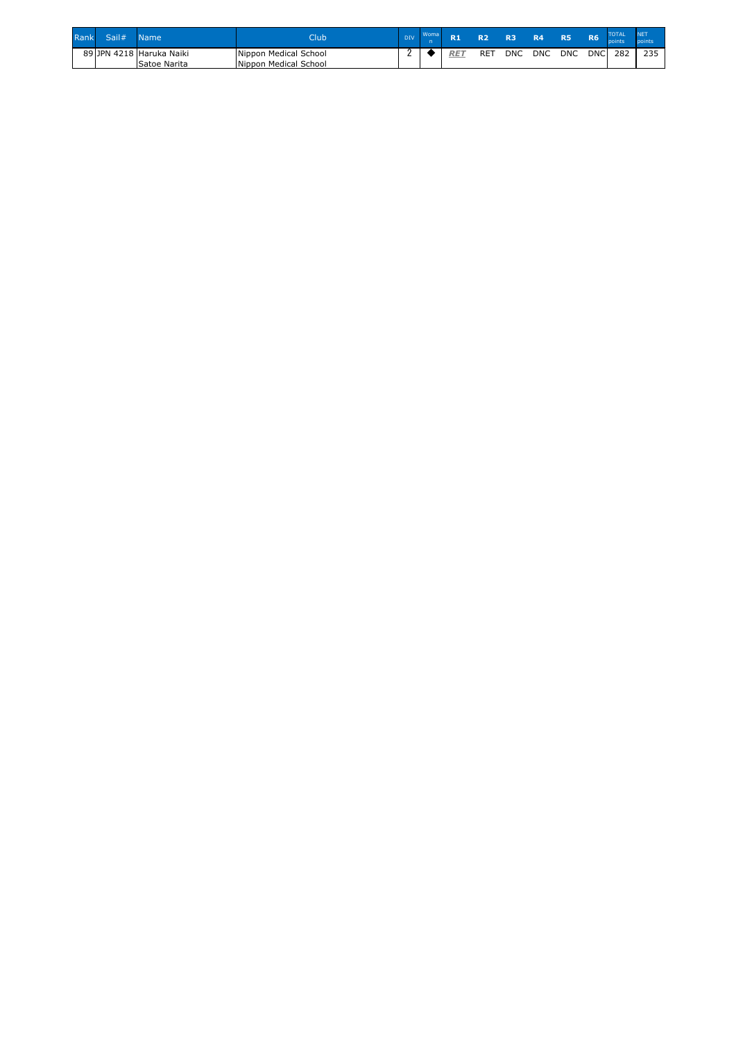| Rank | Sail# | Name | Club | DIV | Woman | R1 | R2 | R3 | R4 | R5 | R6 | TOTAL points | NET points |
|---|---|---|---|---|---|---|---|---|---|---|---|---|---|
| 89 | JPN 4218 | Haruka Naiki<br>Satoe Narita | Nippon Medical School<br>Nippon Medical School | 2 | ◆ | *RET* | RET | DNC | DNC | DNC | DNC | 282 | 235 |